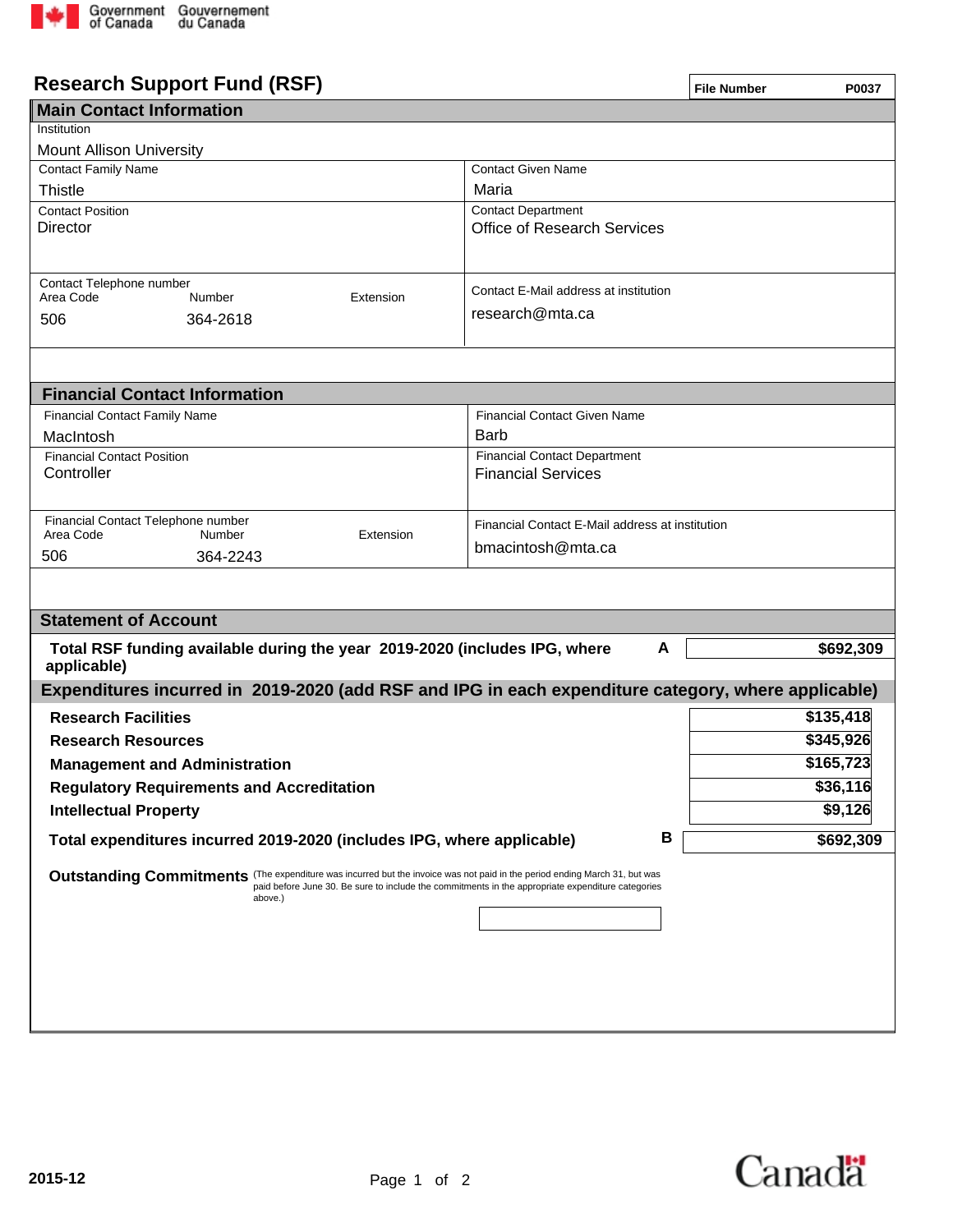Government of Canada / Gouvernement du Canada

# Research Support Fund (RSF)

**File Number** P0037

## Main Contact Information

| Field | Value |
| --- | --- |
| Institution | Mount Allison University |
| Contact Family Name | Thistle |
| Contact Given Name | Maria |
| Contact Position | Director |
| Contact Department | Office of Research Services |
| Contact Telephone number – Area Code | 506 |
| Contact Telephone number – Number | 364-2618 |
| Contact Telephone number – Extension | |
| Contact E-Mail address at institution | research@mta.ca |

## Financial Contact Information

| Field | Value |
| --- | --- |
| Financial Contact Family Name | MacIntosh |
| Financial Contact Given Name | Barb |
| Financial Contact Position | Controller |
| Financial Contact Department | Financial Services |
| Financial Contact Telephone number – Area Code | 506 |
| Financial Contact Telephone number – Number | 364-2243 |
| Financial Contact Telephone number – Extension | |
| Financial Contact E-Mail address at institution | bmacintosh@mta.ca |

## Statement of Account

**Total RSF funding available during the year 2019-2020 (includes IPG, where applicable)** — **A** — **$692,309**

### Expenditures incurred in 2019-2020 (add RSF and IPG in each expenditure category, where applicable)

| Category | Amount |
| --- | --- |
| **Research Facilities** | **$135,418** |
| **Research Resources** | **$345,926** |
| **Management and Administration** | **$165,723** |
| **Regulatory Requirements and Accreditation** | **$36,116** |
| **Intellectual Property** | **$9,126** |

**Total expenditures incurred 2019-2020 (includes IPG, where applicable)** — **B** — **$692,309**

**Outstanding Commitments** (The expenditure was incurred but the invoice was not paid in the period ending March 31, but was paid before June 30. Be sure to include the commitments in the appropriate expenditure categories above.)

2015-12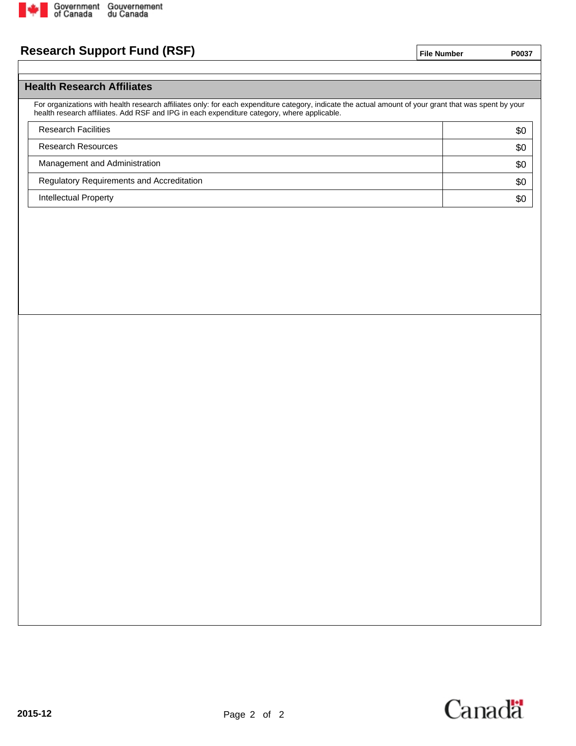# Research Support Fund (RSF)

**File Number** **P0037**

## Health Research Affiliates

For organizations with health research affiliates only: for each expenditure category, indicate the actual amount of your grant that was spent by your health research affiliates. Add RSF and IPG in each expenditure category, where applicable.

| | |
|---|---|
| Research Facilities | $0 |
| Research Resources | $0 |
| Management and Administration | $0 |
| Regulatory Requirements and Accreditation | $0 |
| Intellectual Property | $0 |

**2015-12**